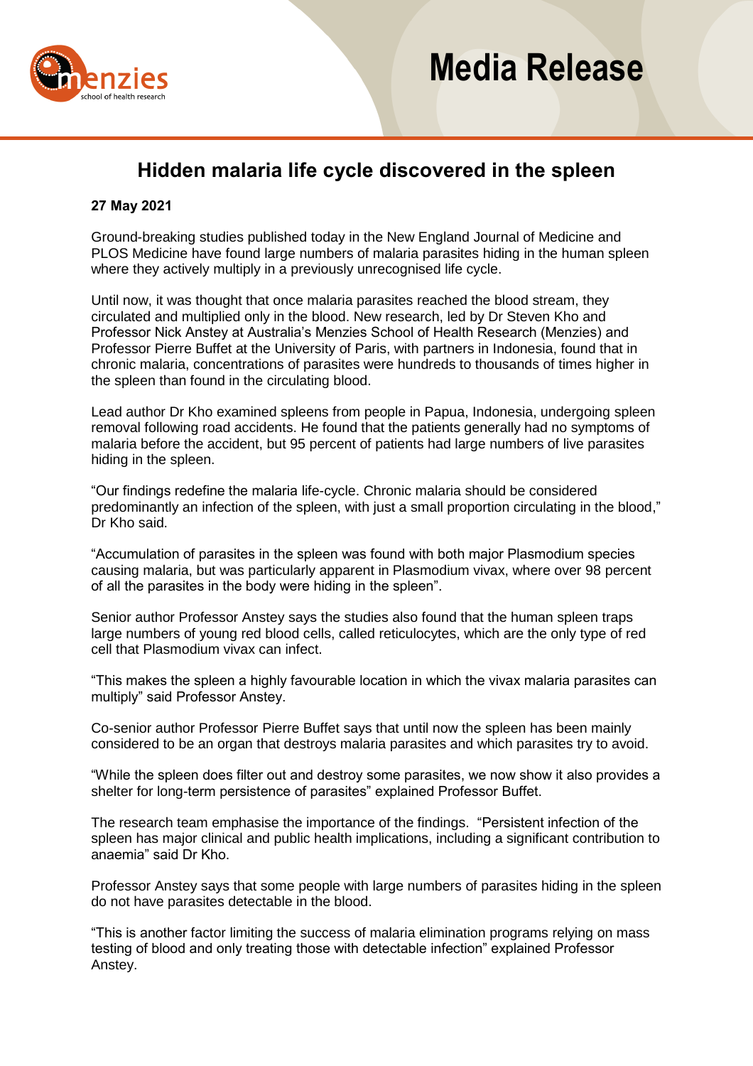# Media Release

## Hidden malaria life cycle discovered in the spleen

**27 May 2021**

Ground-breaking studies published today in the New England Journal of Medicine and PLOS Medicine have found large numbers of malaria parasites hiding in the human spleen where they actively multiply in a previously unrecognised life cycle.

Until now, it was thought that once malaria parasites reached the blood stream, they circulated and multiplied only in the blood. New research, led by Dr Steven Kho and Professor Nick Anstey at Australia's Menzies School of Health Research (Menzies) and Professor Pierre Buffet at the University of Paris, with partners in Indonesia, found that in chronic malaria, concentrations of parasites were hundreds to thousands of times higher in the spleen than found in the circulating blood.

Lead author Dr Kho examined spleens from people in Papua, Indonesia, undergoing spleen removal following road accidents. He found that the patients generally had no symptoms of malaria before the accident, but 95 percent of patients had large numbers of live parasites hiding in the spleen.

"Our findings redefine the malaria life-cycle. Chronic malaria should be considered predominantly an infection of the spleen, with just a small proportion circulating in the blood," Dr Kho said.

"Accumulation of parasites in the spleen was found with both major Plasmodium species causing malaria, but was particularly apparent in Plasmodium vivax, where over 98 percent of all the parasites in the body were hiding in the spleen".

Senior author Professor Anstey says the studies also found that the human spleen traps large numbers of young red blood cells, called reticulocytes, which are the only type of red cell that Plasmodium vivax can infect.

"This makes the spleen a highly favourable location in which the vivax malaria parasites can multiply" said Professor Anstey.

Co-senior author Professor Pierre Buffet says that until now the spleen has been mainly considered to be an organ that destroys malaria parasites and which parasites try to avoid.

"While the spleen does filter out and destroy some parasites, we now show it also provides a shelter for long-term persistence of parasites" explained Professor Buffet.

The research team emphasise the importance of the findings. "Persistent infection of the spleen has major clinical and public health implications, including a significant contribution to anaemia" said Dr Kho.

Professor Anstey says that some people with large numbers of parasites hiding in the spleen do not have parasites detectable in the blood.

"This is another factor limiting the success of malaria elimination programs relying on mass testing of blood and only treating those with detectable infection" explained Professor Anstey.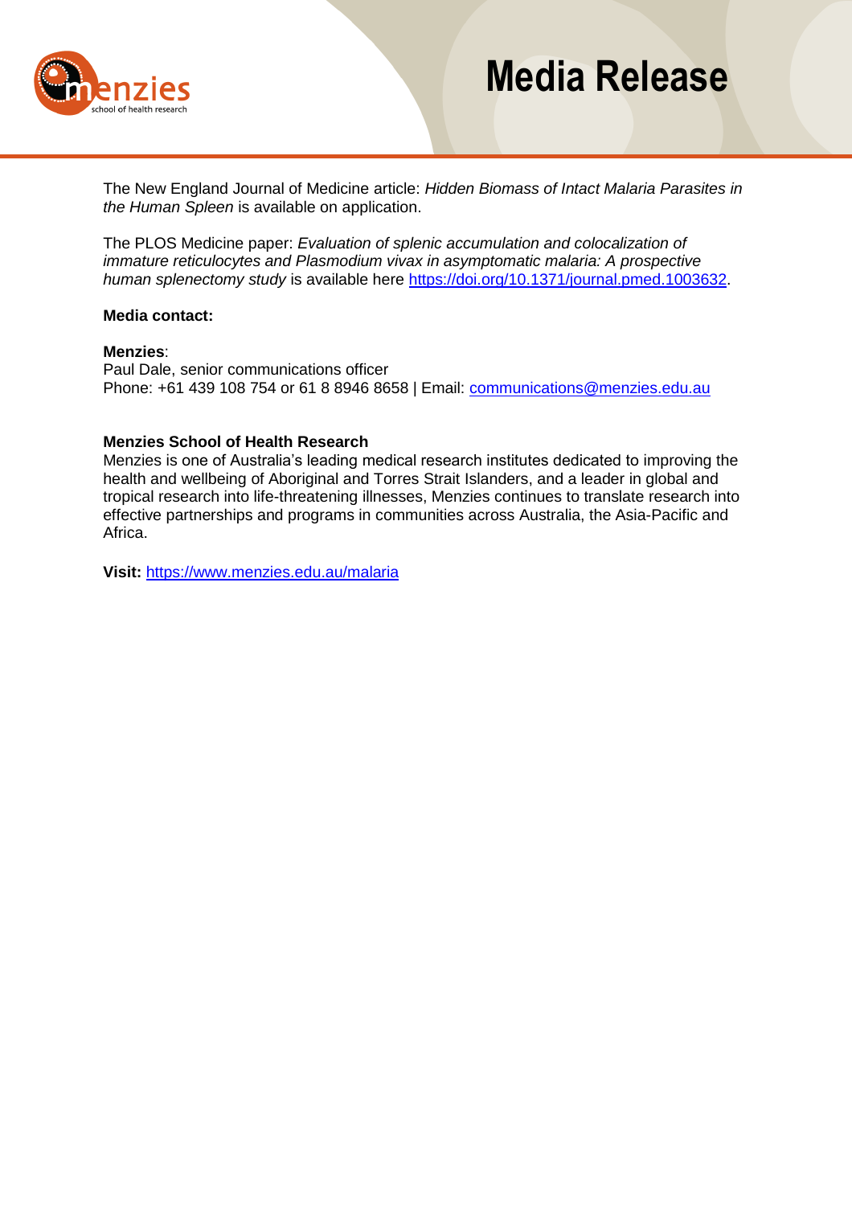The New England Journal of Medicine article: *Hidden Biomass of Intact Malaria Parasites in the Human Spleen* is available on application.

The PLOS Medicine paper: *Evaluation of splenic accumulation and colocalization of immature reticulocytes and Plasmodium vivax in asymptomatic malaria: A prospective human splenectomy study* is available here https://doi.org/10.1371/journal.pmed.1003632.

**Media contact:**

**Menzies**:
Paul Dale, senior communications officer
Phone: +61 439 108 754 or 61 8 8946 8658 | Email: communications@menzies.edu.au

**Menzies School of Health Research**
Menzies is one of Australia's leading medical research institutes dedicated to improving the health and wellbeing of Aboriginal and Torres Strait Islanders, and a leader in global and tropical research into life-threatening illnesses, Menzies continues to translate research into effective partnerships and programs in communities across Australia, the Asia-Pacific and Africa.

**Visit:** https://www.menzies.edu.au/malaria